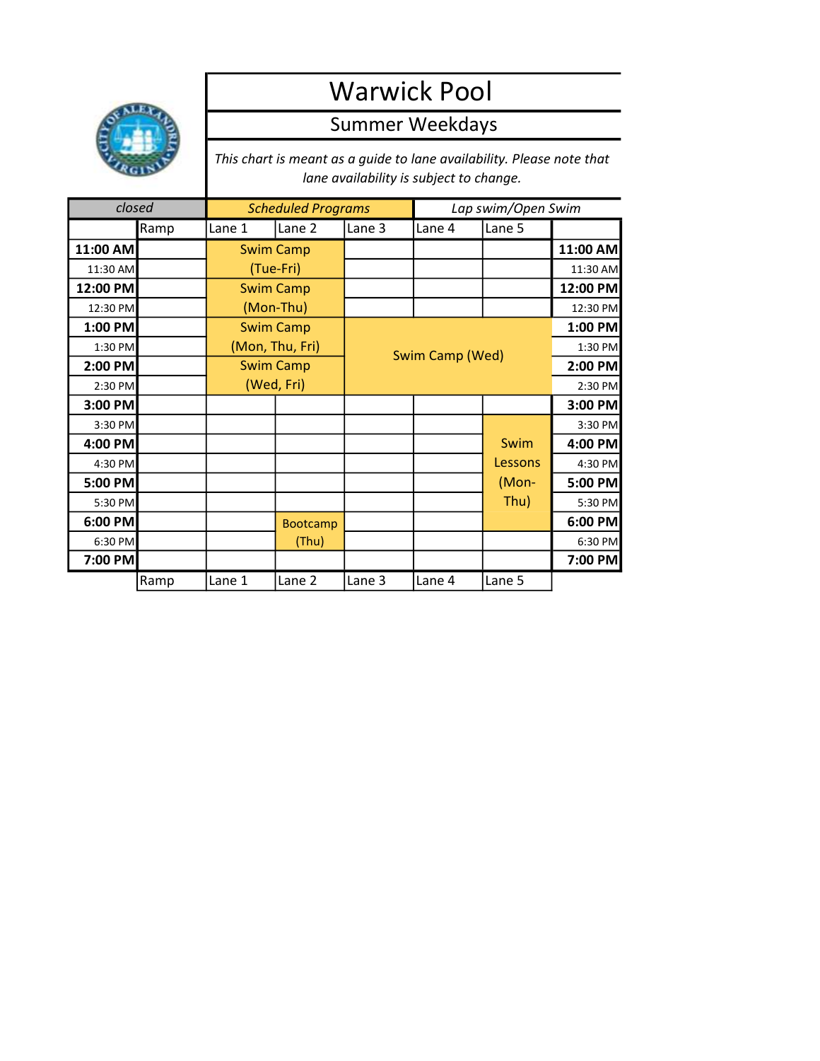# Warwick Pool

## Summer Weekdays

*This chart is meant as a guide to lane availability. Please note that lane availability is subject to change.*

| *closed* | | *Scheduled Programs* | | | *Lap swim/Open Swim* | | |
|---|---|---|---|---|---|---|---|
| | Ramp | Lane 1 | Lane 2 | Lane 3 | Lane 4 | Lane 5 | |
| **11:00 AM** | | Swim Camp (Tue-Fri) | | | | | **11:00 AM** |
| 11:30 AM | | | | | | | 11:30 AM |
| **12:00 PM** | | Swim Camp (Mon-Thu) | | | | | **12:00 PM** |
| 12:30 PM | | | | | | | 12:30 PM |
| **1:00 PM** | | Swim Camp (Mon, Thu, Fri) | | Swim Camp (Wed) | | | **1:00 PM** |
| 1:30 PM | | | | | | | 1:30 PM |
| **2:00 PM** | | Swim Camp (Wed, Fri) | | | | | **2:00 PM** |
| 2:30 PM | | | | | | | 2:30 PM |
| **3:00 PM** | | | | | | | **3:00 PM** |
| 3:30 PM | | | | | | Swim Lessons (Mon-Thu) | 3:30 PM |
| **4:00 PM** | | | | | | | **4:00 PM** |
| 4:30 PM | | | | | | | 4:30 PM |
| **5:00 PM** | | | | | | | **5:00 PM** |
| 5:30 PM | | | | | | | 5:30 PM |
| **6:00 PM** | | | Bootcamp (Thu) | | | | **6:00 PM** |
| 6:30 PM | | | | | | | 6:30 PM |
| **7:00 PM** | | | | | | | **7:00 PM** |
| | Ramp | Lane 1 | Lane 2 | Lane 3 | Lane 4 | Lane 5 | |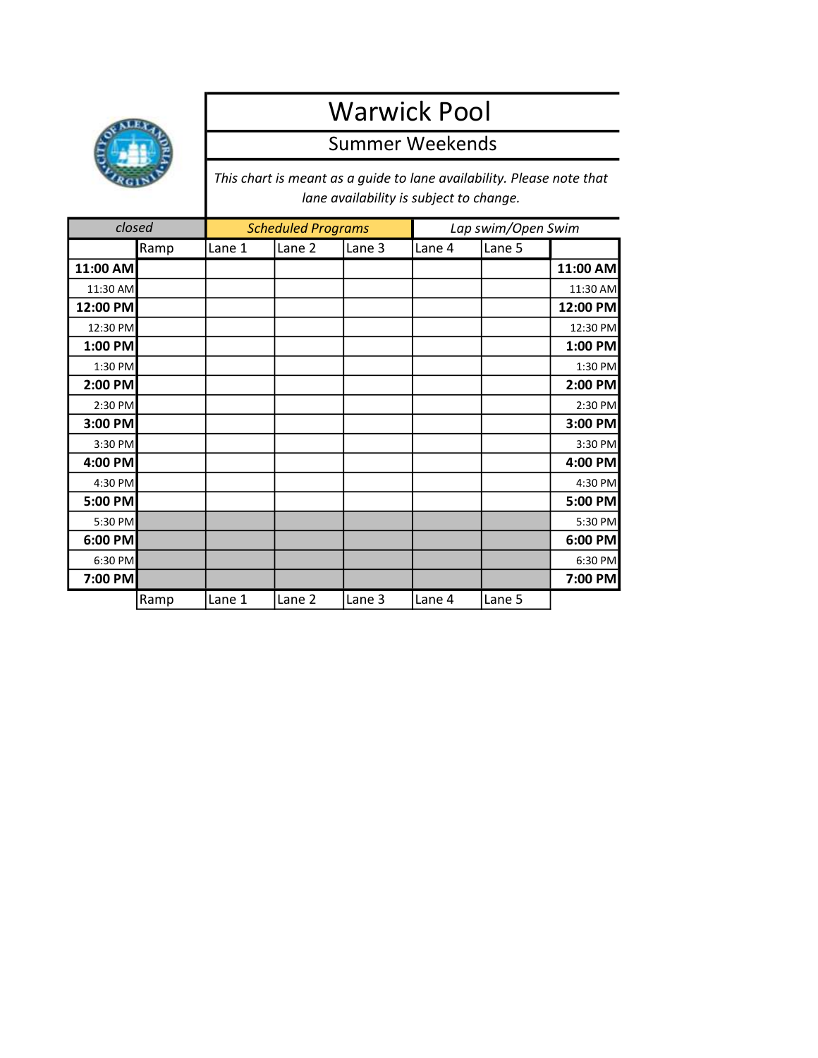# Warwick Pool

## Summer Weekends

*This chart is meant as a guide to lane availability. Please note that lane availability is subject to change.*

| *closed* | | *Scheduled Programs* | | | *Lap swim/Open Swim* | | |
|---|---|---|---|---|---|---|---|
| | Ramp | Lane 1 | Lane 2 | Lane 3 | Lane 4 | Lane 5 | |
| **11:00 AM** | | | | | | | **11:00 AM** |
| 11:30 AM | | | | | | | 11:30 AM |
| **12:00 PM** | | | | | | | **12:00 PM** |
| 12:30 PM | | | | | | | 12:30 PM |
| **1:00 PM** | | | | | | | **1:00 PM** |
| 1:30 PM | | | | | | | 1:30 PM |
| **2:00 PM** | | | | | | | **2:00 PM** |
| 2:30 PM | | | | | | | 2:30 PM |
| **3:00 PM** | | | | | | | **3:00 PM** |
| 3:30 PM | | | | | | | 3:30 PM |
| **4:00 PM** | | | | | | | **4:00 PM** |
| 4:30 PM | | | | | | | 4:30 PM |
| **5:00 PM** | | | | | | | **5:00 PM** |
| 5:30 PM | | | | | | | 5:30 PM |
| **6:00 PM** | | | | | | | **6:00 PM** |
| 6:30 PM | | | | | | | 6:30 PM |
| **7:00 PM** | | | | | | | **7:00 PM** |
| | Ramp | Lane 1 | Lane 2 | Lane 3 | Lane 4 | Lane 5 | |